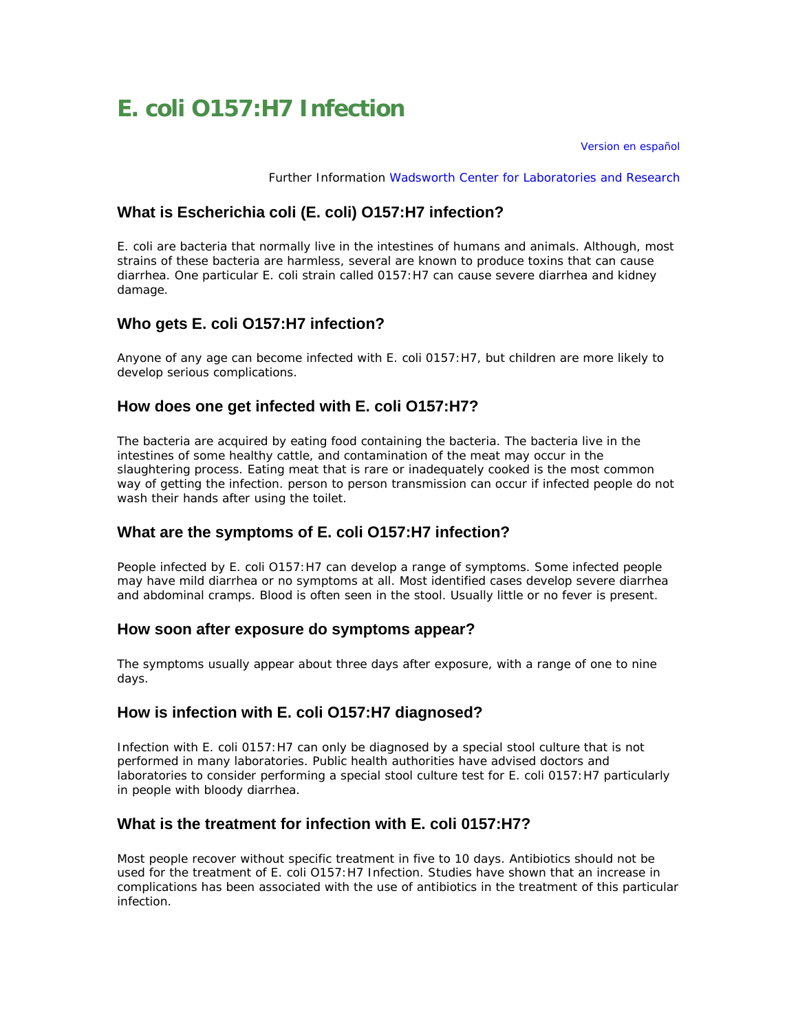# E. coli O157:H7 Infection

Version en español

Further Information Wadsworth Center for Laboratories and Research

## What is Escherichia coli (E. coli) O157:H7 infection?

E. coli are bacteria that normally live in the intestines of humans and animals. Although, most strains of these bacteria are harmless, several are known to produce toxins that can cause diarrhea. One particular E. coli strain called 0157:H7 can cause severe diarrhea and kidney damage.

## Who gets E. coli O157:H7 infection?

Anyone of any age can become infected with E. coli 0157:H7, but children are more likely to develop serious complications.

## How does one get infected with E. coli O157:H7?

The bacteria are acquired by eating food containing the bacteria. The bacteria live in the intestines of some healthy cattle, and contamination of the meat may occur in the slaughtering process. Eating meat that is rare or inadequately cooked is the most common way of getting the infection. person to person transmission can occur if infected people do not wash their hands after using the toilet.

## What are the symptoms of E. coli O157:H7 infection?

People infected by E. coli O157:H7 can develop a range of symptoms. Some infected people may have mild diarrhea or no symptoms at all. Most identified cases develop severe diarrhea and abdominal cramps. Blood is often seen in the stool. Usually little or no fever is present.

## How soon after exposure do symptoms appear?

The symptoms usually appear about three days after exposure, with a range of one to nine days.

## How is infection with E. coli O157:H7 diagnosed?

Infection with E. coli 0157:H7 can only be diagnosed by a special stool culture that is not performed in many laboratories. Public health authorities have advised doctors and laboratories to consider performing a special stool culture test for E. coli 0157:H7 particularly in people with bloody diarrhea.

## What is the treatment for infection with E. coli 0157:H7?

Most people recover without specific treatment in five to 10 days. Antibiotics should not be used for the treatment of E. coli O157:H7 Infection. Studies have shown that an increase in complications has been associated with the use of antibiotics in the treatment of this particular infection.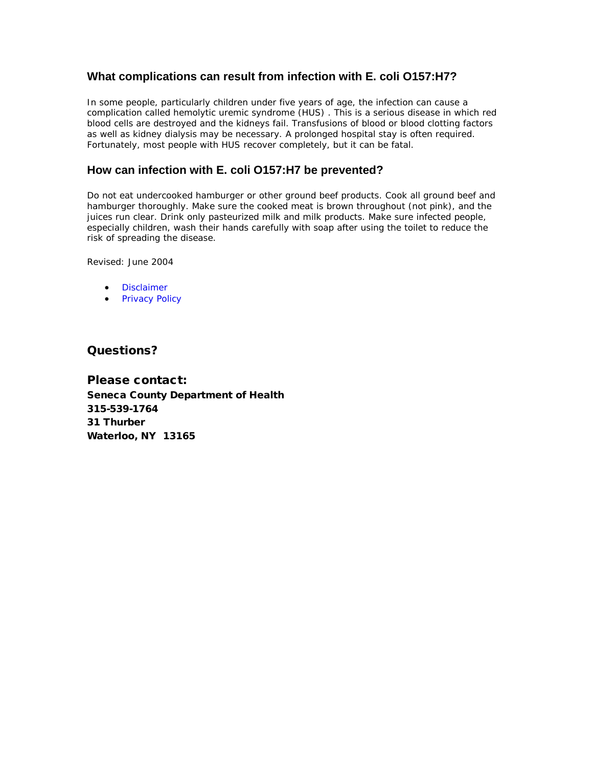### What complications can result from infection with E. coli O157:H7?

In some people, particularly children under five years of age, the infection can cause a complication called hemolytic uremic syndrome (HUS) . This is a serious disease in which red blood cells are destroyed and the kidneys fail. Transfusions of blood or blood clotting factors as well as kidney dialysis may be necessary. A prolonged hospital stay is often required. Fortunately, most people with HUS recover completely, but it can be fatal.

### How can infection with E. coli O157:H7 be prevented?

Do not eat undercooked hamburger or other ground beef products. Cook all ground beef and hamburger thoroughly. Make sure the cooked meat is brown throughout (not pink), and the juices run clear. Drink only pasteurized milk and milk products. Make sure infected people, especially children, wash their hands carefully with soap after using the toilet to reduce the risk of spreading the disease.

Revised: June 2004

- Disclaimer
- Privacy Policy

## Questions?

## Please contact:

**Seneca County Department of Health**
**315-539-1764**
**31 Thurber**
**Waterloo, NY 13165**